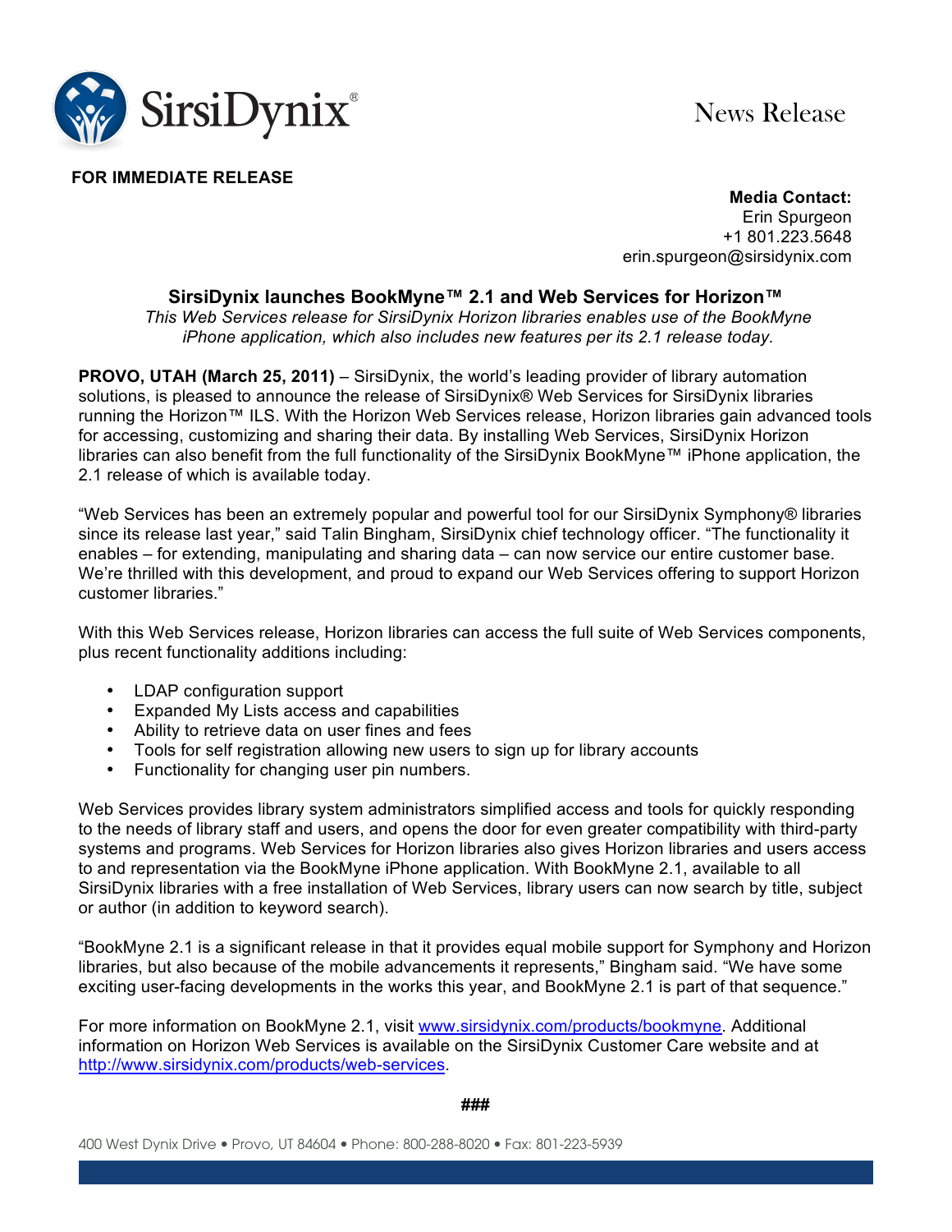SirsiDynix®

News Release

**FOR IMMEDIATE RELEASE**

**Media Contact:**
Erin Spurgeon
+1 801.223.5648
erin.spurgeon@sirsidynix.com

## SirsiDynix launches BookMyne™ 2.1 and Web Services for Horizon™

*This Web Services release for SirsiDynix Horizon libraries enables use of the BookMyne iPhone application, which also includes new features per its 2.1 release today.*

**PROVO, UTAH (March 25, 2011)** – SirsiDynix, the world's leading provider of library automation solutions, is pleased to announce the release of SirsiDynix® Web Services for SirsiDynix libraries running the Horizon™ ILS. With the Horizon Web Services release, Horizon libraries gain advanced tools for accessing, customizing and sharing their data. By installing Web Services, SirsiDynix Horizon libraries can also benefit from the full functionality of the SirsiDynix BookMyne™ iPhone application, the 2.1 release of which is available today.

"Web Services has been an extremely popular and powerful tool for our SirsiDynix Symphony® libraries since its release last year," said Talin Bingham, SirsiDynix chief technology officer. "The functionality it enables – for extending, manipulating and sharing data – can now service our entire customer base. We're thrilled with this development, and proud to expand our Web Services offering to support Horizon customer libraries."

With this Web Services release, Horizon libraries can access the full suite of Web Services components, plus recent functionality additions including:

- LDAP configuration support
- Expanded My Lists access and capabilities
- Ability to retrieve data on user fines and fees
- Tools for self registration allowing new users to sign up for library accounts
- Functionality for changing user pin numbers.

Web Services provides library system administrators simplified access and tools for quickly responding to the needs of library staff and users, and opens the door for even greater compatibility with third-party systems and programs. Web Services for Horizon libraries also gives Horizon libraries and users access to and representation via the BookMyne iPhone application. With BookMyne 2.1, available to all SirsiDynix libraries with a free installation of Web Services, library users can now search by title, subject or author (in addition to keyword search).

"BookMyne 2.1 is a significant release in that it provides equal mobile support for Symphony and Horizon libraries, but also because of the mobile advancements it represents," Bingham said. "We have some exciting user-facing developments in the works this year, and BookMyne 2.1 is part of that sequence."

For more information on BookMyne 2.1, visit [www.sirsidynix.com/products/bookmyne](http://www.sirsidynix.com/products/bookmyne). Additional information on Horizon Web Services is available on the SirsiDynix Customer Care website and at [http://www.sirsidynix.com/products/web-services](http://www.sirsidynix.com/products/web-services).

###

400 West Dynix Drive • Provo, UT 84604 • Phone: 800-288-8020 • Fax: 801-223-5939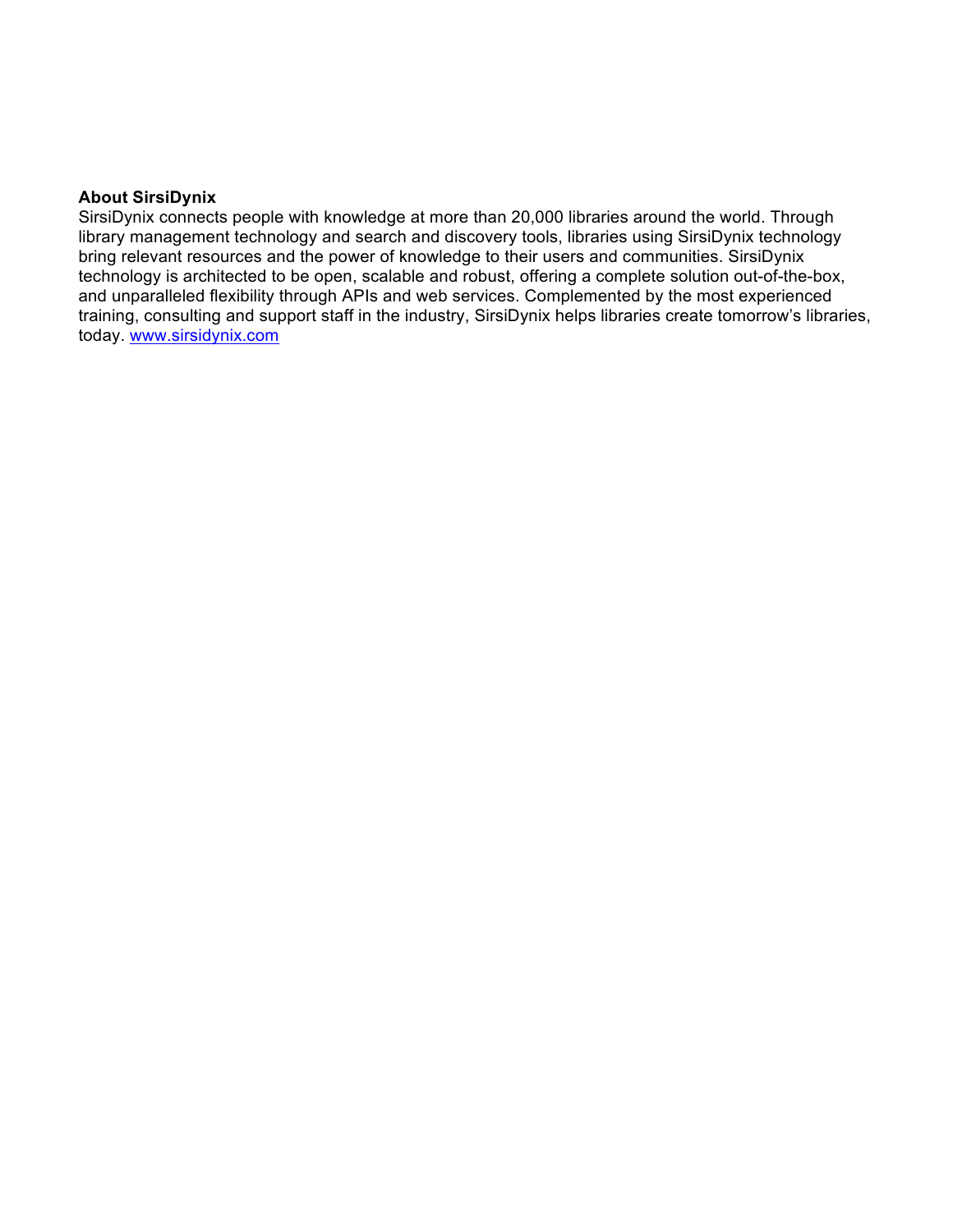**About SirsiDynix**

SirsiDynix connects people with knowledge at more than 20,000 libraries around the world. Through library management technology and search and discovery tools, libraries using SirsiDynix technology bring relevant resources and the power of knowledge to their users and communities. SirsiDynix technology is architected to be open, scalable and robust, offering a complete solution out-of-the-box, and unparalleled flexibility through APIs and web services. Complemented by the most experienced training, consulting and support staff in the industry, SirsiDynix helps libraries create tomorrow's libraries, today. www.sirsidynix.com